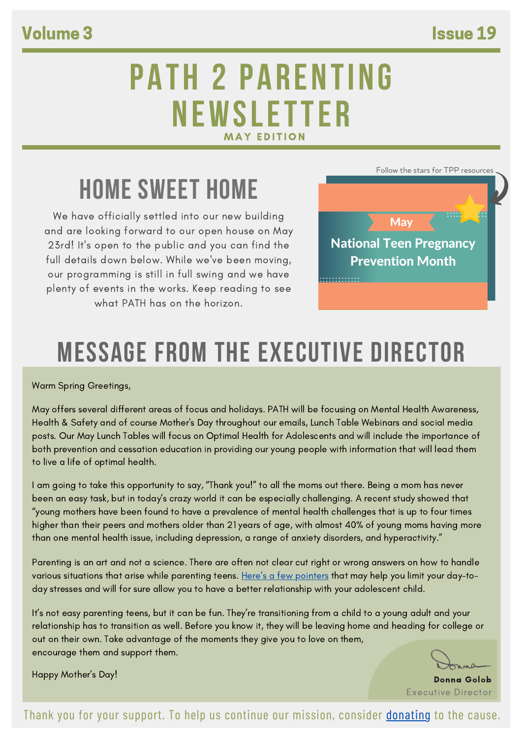Volume 3 | Issue 19

# PATH 2 PARENTING NEWSLETTER

MAY EDITION

## HOME SWEET HOME

We have officially settled into our new building and are looking forward to our open house on May 23rd! It's open to the public and you can find the full details down below. While we've been moving, our programming is still in full swing and we have plenty of events in the works. Keep reading to see what PATH has on the horizon.

Follow the stars for TPP resources

**May**

**National Teen Pregnancy Prevention Month**

## MESSAGE FROM THE EXECUTIVE DIRECTOR

Warm Spring Greetings,

May offers several different areas of focus and holidays. PATH will be focusing on Mental Health Awareness, Health & Safety and of course Mother's Day throughout our emails, Lunch Table Webinars and social media posts. Our May Lunch Tables will focus on Optimal Health for Adolescents and will include the importance of both prevention and cessation education in providing our young people with information that will lead them to live a life of optimal health.

I am going to take this opportunity to say, "Thank you!" to all the moms out there. Being a mom has never been an easy task, but in today's crazy world it can be especially challenging. A recent study showed that "young mothers have been found to have a prevalence of mental health challenges that is up to four times higher than their peers and mothers older than 21 years of age, with almost 40% of young moms having more than one mental health issue, including depression, a range of anxiety disorders, and hyperactivity."

Parenting is an art and not a science. There are often not clear cut right or wrong answers on how to handle various situations that arise while parenting teens. Here's a few pointers that may help you limit your day-to-day stresses and will for sure allow you to have a better relationship with your adolescent child.

It's not easy parenting teens, but it can be fun. They're transitioning from a child to a young adult and your relationship has to transition as well. Before you know it, they will be leaving home and heading for college or out on their own. Take advantage of the moments they give you to love on them, encourage them and support them.

Happy Mother's Day!

Donna

**Donna Golob**
Executive Director

Thank you for your support. To help us continue our mission, consider donating to the cause.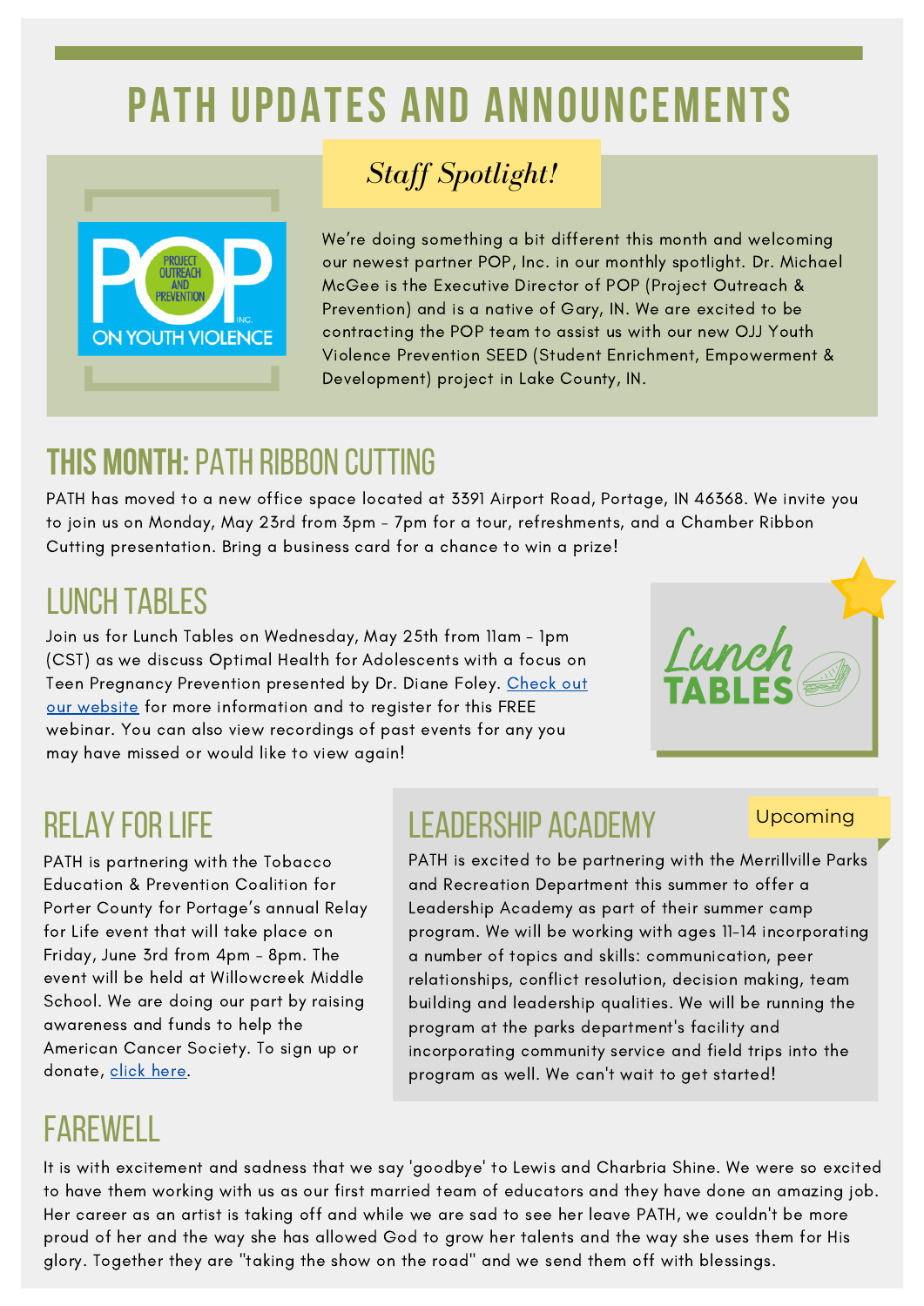# PATH UPDATES AND ANNOUNCEMENTS

## *Staff Spotlight!*

We're doing something a bit different this month and welcoming our newest partner POP, Inc. in our monthly spotlight. Dr. Michael McGee is the Executive Director of POP (Project Outreach & Prevention) and is a native of Gary, IN. We are excited to be contracting the POP team to assist us with our new OJJ Youth Violence Prevention SEED (Student Enrichment, Empowerment & Development) project in Lake County, IN.

## THIS MONTH: PATH RIBBON CUTTING

PATH has moved to a new office space located at 3391 Airport Road, Portage, IN 46368. We invite you to join us on Monday, May 23rd from 3pm - 7pm for a tour, refreshments, and a Chamber Ribbon Cutting presentation. Bring a business card for a chance to win a prize!

## LUNCH TABLES

Join us for Lunch Tables on Wednesday, May 25th from 11am - 1pm (CST) as we discuss Optimal Health for Adolescents with a focus on Teen Pregnancy Prevention presented by Dr. Diane Foley. Check out our website for more information and to register for this FREE webinar. You can also view recordings of past events for any you may have missed or would like to view again!

## RELAY FOR LIFE

PATH is partnering with the Tobacco Education & Prevention Coalition for Porter County for Portage's annual Relay for Life event that will take place on Friday, June 3rd from 4pm - 8pm. The event will be held at Willowcreek Middle School. We are doing our part by raising awareness and funds to help the American Cancer Society. To sign up or donate, click here.

## LEADERSHIP ACADEMY

Upcoming

PATH is excited to be partnering with the Merrillville Parks and Recreation Department this summer to offer a Leadership Academy as part of their summer camp program. We will be working with ages 11-14 incorporating a number of topics and skills: communication, peer relationships, conflict resolution, decision making, team building and leadership qualities. We will be running the program at the parks department's facility and incorporating community service and field trips into the program as well. We can't wait to get started!

## FAREWELL

It is with excitement and sadness that we say 'goodbye' to Lewis and Charbria Shine. We were so excited to have them working with us as our first married team of educators and they have done an amazing job. Her career as an artist is taking off and while we are sad to see her leave PATH, we couldn't be more proud of her and the way she has allowed God to grow her talents and the way she uses them for His glory. Together they are "taking the show on the road" and we send them off with blessings.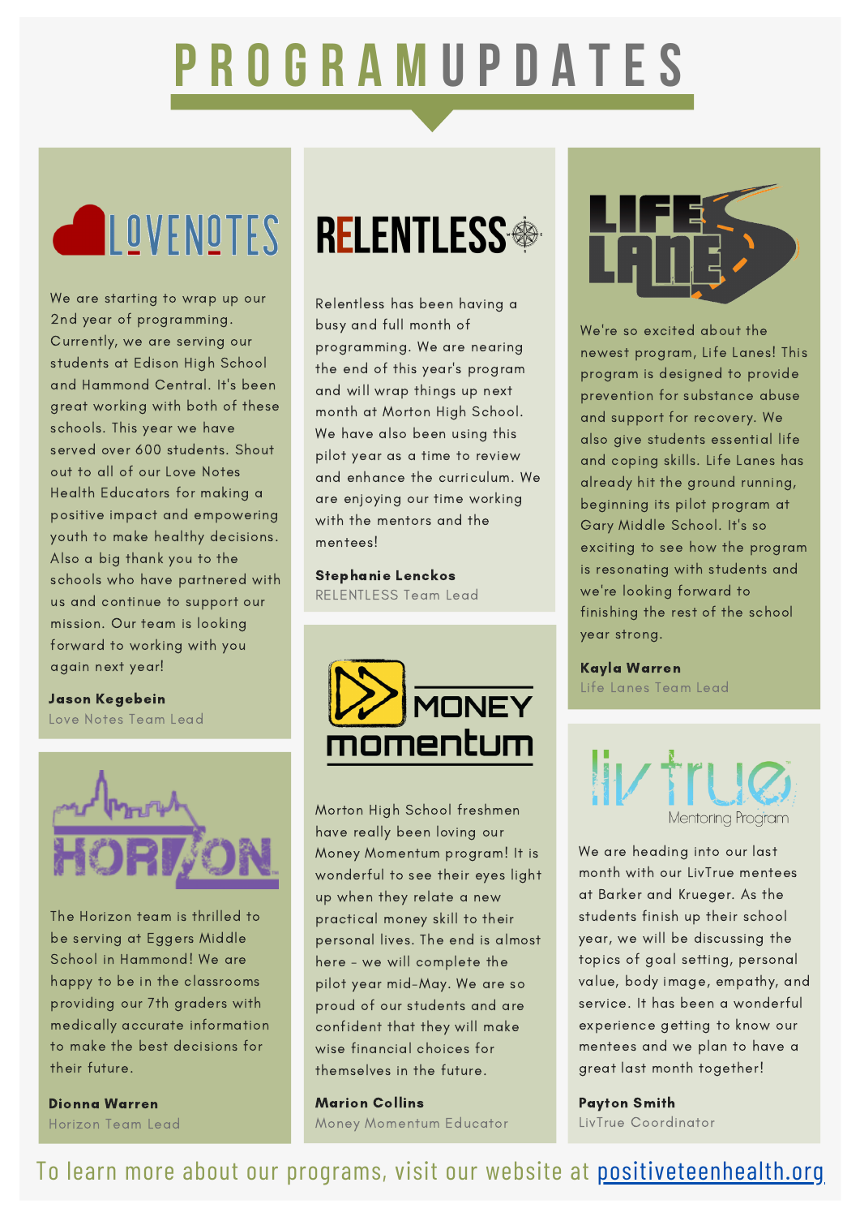# PROGRAM UPDATES

## LOVENOTES

We are starting to wrap up our 2nd year of programming. Currently, we are serving our students at Edison High School and Hammond Central. It's been great working with both of these schools. This year we have served over 600 students. Shout out to all of our Love Notes Health Educators for making a positive impact and empowering youth to make healthy decisions. Also a big thank you to the schools who have partnered with us and continue to support our mission. Our team is looking forward to working with you again next year!

**Jason Kegebein**
Love Notes Team Lead

## HORIZON

The Horizon team is thrilled to be serving at Eggers Middle School in Hammond! We are happy to be in the classrooms providing our 7th graders with medically accurate information to make the best decisions for their future.

**Dionna Warren**
Horizon Team Lead

## RELENTLESS

Relentless has been having a busy and full month of programming. We are nearing the end of this year's program and will wrap things up next month at Morton High School. We have also been using this pilot year as a time to review and enhance the curriculum. We are enjoying our time working with the mentors and the mentees!

**Stephanie Lenckos**
RELENTLESS Team Lead

## MONEY momentum

Morton High School freshmen have really been loving our Money Momentum program! It is wonderful to see their eyes light up when they relate a new practical money skill to their personal lives. The end is almost here - we will complete the pilot year mid-May. We are so proud of our students and are confident that they will make wise financial choices for themselves in the future.

**Marion Collins**
Money Momentum Educator

## LIFE LANE

We're so excited about the newest program, Life Lanes! This program is designed to provide prevention for substance abuse and support for recovery. We also give students essential life and coping skills. Life Lanes has already hit the ground running, beginning its pilot program at Gary Middle School. It's so exciting to see how the program is resonating with students and we're looking forward to finishing the rest of the school year strong.

**Kayla Warren**
Life Lanes Team Lead

## livtrue Mentoring Program

We are heading into our last month with our LivTrue mentees at Barker and Krueger. As the students finish up their school year, we will be discussing the topics of goal setting, personal value, body image, empathy, and service. It has been a wonderful experience getting to know our mentees and we plan to have a great last month together!

**Payton Smith**
LivTrue Coordinator

To learn more about our programs, visit our website at [positiveteenhealth.org](https://positiveteenhealth.org)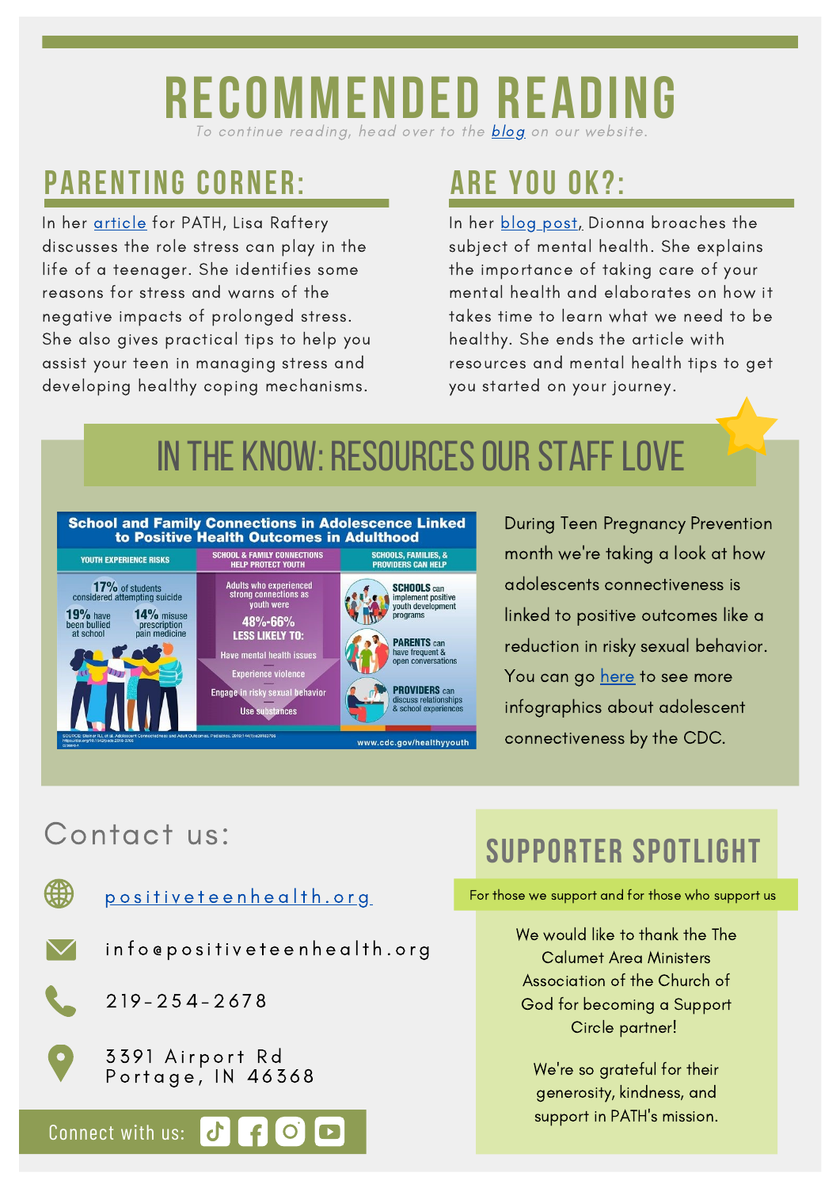# RECOMMENDED READING

*To continue reading, head over to the blog on our website.*

## PARENTING CORNER:

In her article for PATH, Lisa Raftery discusses the role stress can play in the life of a teenager. She identifies some reasons for stress and warns of the negative impacts of prolonged stress. She also gives practical tips to help you assist your teen in managing stress and developing healthy coping mechanisms.

## ARE YOU OK?:

In her blog post, Dionna broaches the subject of mental health. She explains the importance of taking care of your mental health and elaborates on how it takes time to learn what we need to be healthy. She ends the article with resources and mental health tips to get you started on your journey.

## IN THE KNOW: RESOURCES OUR STAFF LOVE

**School and Family Connections in Adolescence Linked to Positive Health Outcomes in Adulthood**

YOUTH EXPERIENCE RISKS

17% of students considered attempting suicide

19% have been bullied at school

14% misuse prescription pain medicine

SCHOOL & FAMILY CONNECTIONS HELP PROTECT YOUTH

Adults who experienced strong connections as youth were 48%–66% LESS LIKELY TO:

Have mental health issues

Experience violence

Engage in risky sexual behavior

Use substances

SCHOOLS, FAMILIES, & PROVIDERS CAN HELP

SCHOOLS can implement positive youth development programs

PARENTS can have frequent & open conversations

PROVIDERS can discuss relationships & school experiences

www.cdc.gov/healthyyouth

During Teen Pregnancy Prevention month we're taking a look at how adolescents connectiveness is linked to positive outcomes like a reduction in risky sexual behavior. You can go here to see more infographics about adolescent connectiveness by the CDC.

## Contact us:

positiveteenhealth.org

info@positiveteenhealth.org

219-254-2678

3391 Airport Rd
Portage, IN 46368

Connect with us:

## SUPPORTER SPOTLIGHT

For those we support and for those who support us

We would like to thank the The Calumet Area Ministers Association of the Church of God for becoming a Support Circle partner!

We're so grateful for their generosity, kindness, and support in PATH's mission.